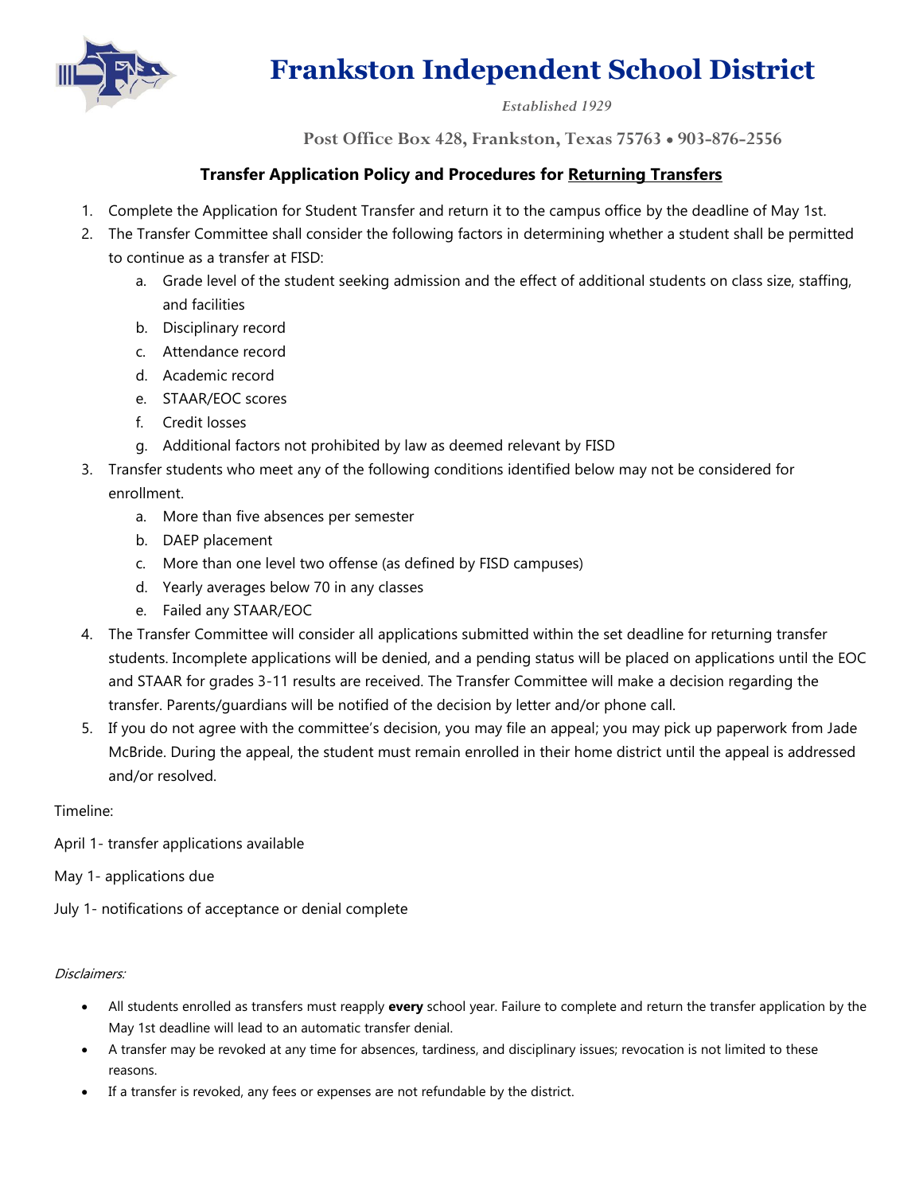# Frankston Independent School District

*Established 1929*

Post Office Box 428, Frankston, Texas 75763 • 903-876-2556

## Transfer Application Policy and Procedures for Returning Transfers

1. Complete the Application for Student Transfer and return it to the campus office by the deadline of May 1st.
2. The Transfer Committee shall consider the following factors in determining whether a student shall be permitted to continue as a transfer at FISD:
   a. Grade level of the student seeking admission and the effect of additional students on class size, staffing, and facilities
   b. Disciplinary record
   c. Attendance record
   d. Academic record
   e. STAAR/EOC scores
   f. Credit losses
   g. Additional factors not prohibited by law as deemed relevant by FISD
3. Transfer students who meet any of the following conditions identified below may not be considered for enrollment.
   a. More than five absences per semester
   b. DAEP placement
   c. More than one level two offense (as defined by FISD campuses)
   d. Yearly averages below 70 in any classes
   e. Failed any STAAR/EOC
4. The Transfer Committee will consider all applications submitted within the set deadline for returning transfer students. Incomplete applications will be denied, and a pending status will be placed on applications until the EOC and STAAR for grades 3-11 results are received. The Transfer Committee will make a decision regarding the transfer. Parents/guardians will be notified of the decision by letter and/or phone call.
5. If you do not agree with the committee's decision, you may file an appeal; you may pick up paperwork from Jade McBride. During the appeal, the student must remain enrolled in their home district until the appeal is addressed and/or resolved.

Timeline:

April 1- transfer applications available

May 1- applications due

July 1- notifications of acceptance or denial complete

*Disclaimers:*

- All students enrolled as transfers must reapply **every** school year. Failure to complete and return the transfer application by the May 1st deadline will lead to an automatic transfer denial.
- A transfer may be revoked at any time for absences, tardiness, and disciplinary issues; revocation is not limited to these reasons.
- If a transfer is revoked, any fees or expenses are not refundable by the district.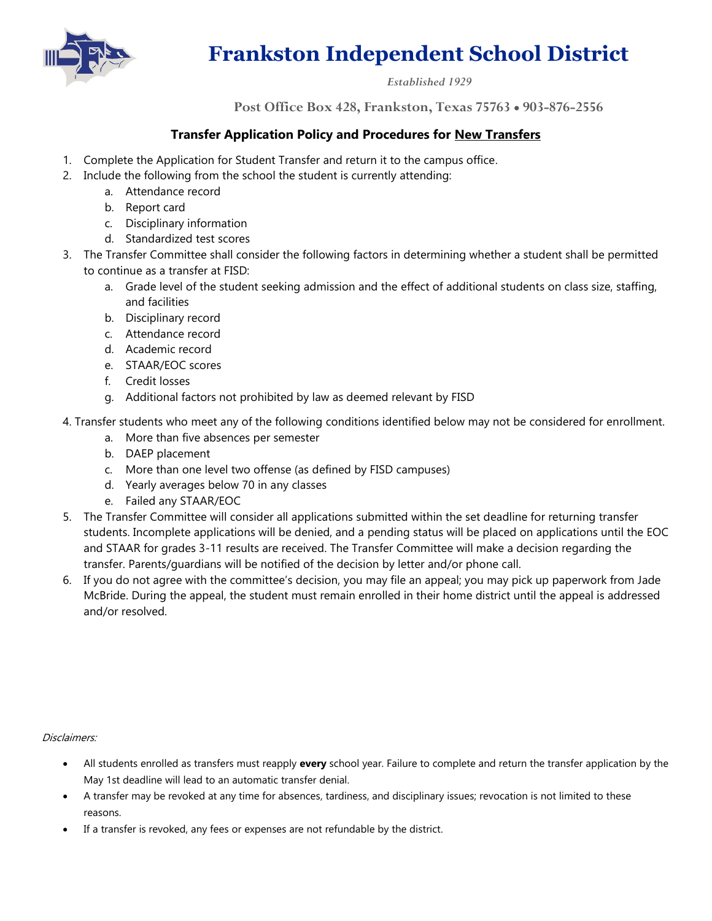# Frankston Independent School District

*Established 1929*

Post Office Box 428, Frankston, Texas 75763 • 903-876-2556

## Transfer Application Policy and Procedures for New Transfers

1. Complete the Application for Student Transfer and return it to the campus office.
2. Include the following from the school the student is currently attending:
   a. Attendance record
   b. Report card
   c. Disciplinary information
   d. Standardized test scores
3. The Transfer Committee shall consider the following factors in determining whether a student shall be permitted to continue as a transfer at FISD:
   a. Grade level of the student seeking admission and the effect of additional students on class size, staffing, and facilities
   b. Disciplinary record
   c. Attendance record
   d. Academic record
   e. STAAR/EOC scores
   f. Credit losses
   g. Additional factors not prohibited by law as deemed relevant by FISD
4. Transfer students who meet any of the following conditions identified below may not be considered for enrollment.
   a. More than five absences per semester
   b. DAEP placement
   c. More than one level two offense (as defined by FISD campuses)
   d. Yearly averages below 70 in any classes
   e. Failed any STAAR/EOC
5. The Transfer Committee will consider all applications submitted within the set deadline for returning transfer students. Incomplete applications will be denied, and a pending status will be placed on applications until the EOC and STAAR for grades 3-11 results are received. The Transfer Committee will make a decision regarding the transfer. Parents/guardians will be notified of the decision by letter and/or phone call.
6. If you do not agree with the committee's decision, you may file an appeal; you may pick up paperwork from Jade McBride. During the appeal, the student must remain enrolled in their home district until the appeal is addressed and/or resolved.

*Disclaimers:*

- All students enrolled as transfers must reapply **every** school year. Failure to complete and return the transfer application by the May 1st deadline will lead to an automatic transfer denial.
- A transfer may be revoked at any time for absences, tardiness, and disciplinary issues; revocation is not limited to these reasons.
- If a transfer is revoked, any fees or expenses are not refundable by the district.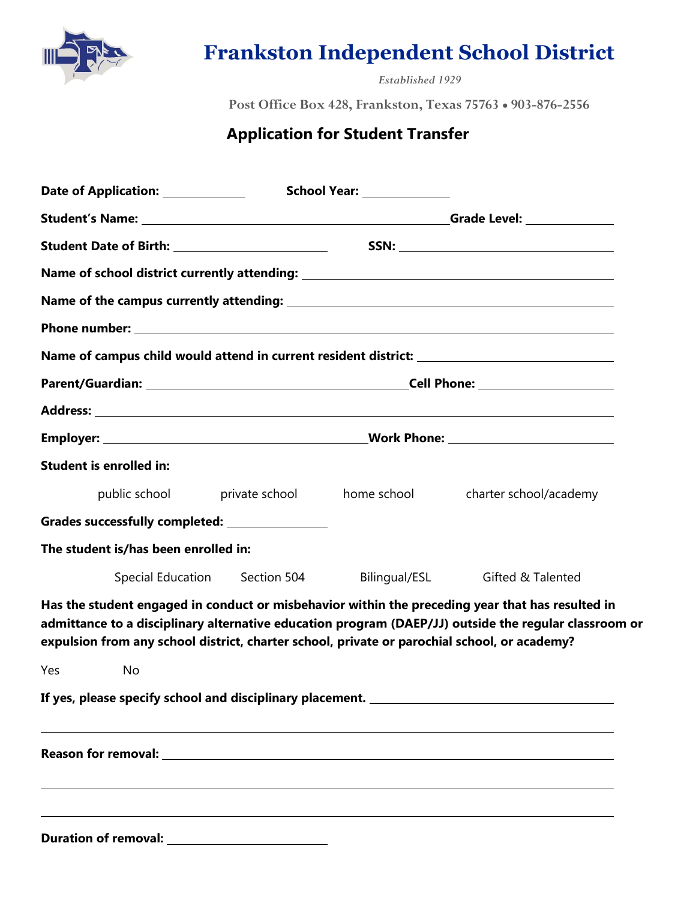# Frankston Independent School District

*Established 1929*

Post Office Box 428, Frankston, Texas 75763 • 903-876-2556

## Application for Student Transfer

**Date of Application:** ____________ **School Year:** ____________

**Student's Name:** ______________________________________________ **Grade Level:** ____________

**Student Date of Birth:** ______________________ **SSN:** ________________________________

**Name of school district currently attending:** __________________________________________

**Name of the campus currently attending:** ______________________________________________

**Phone number:** ___________________________________________________________________

**Name of campus child would attend in current resident district:** ___________________________

**Parent/Guardian:** ____________________________________ **Cell Phone:** ___________________

**Address:** _________________________________________________________________________

**Employer:** ______________________________________ **Work Phone:** ______________________

**Student is enrolled in:**

public school private school home school charter school/academy

**Grades successfully completed:** _______________

**The student is/has been enrolled in:**

Special Education Section 504 Bilingual/ESL Gifted & Talented

**Has the student engaged in conduct or misbehavior within the preceding year that has resulted in admittance to a disciplinary alternative education program (DAEP/JJ) outside the regular classroom or expulsion from any school district, charter school, private or parochial school, or academy?**

Yes No

**If yes, please specify school and disciplinary placement.** ____________________________________

_____________________________________________________________________________________

**Reason for removal:** ________________________________________________________________

_____________________________________________________________________________________

_____________________________________________________________________________________

**Duration of removal:** ______________________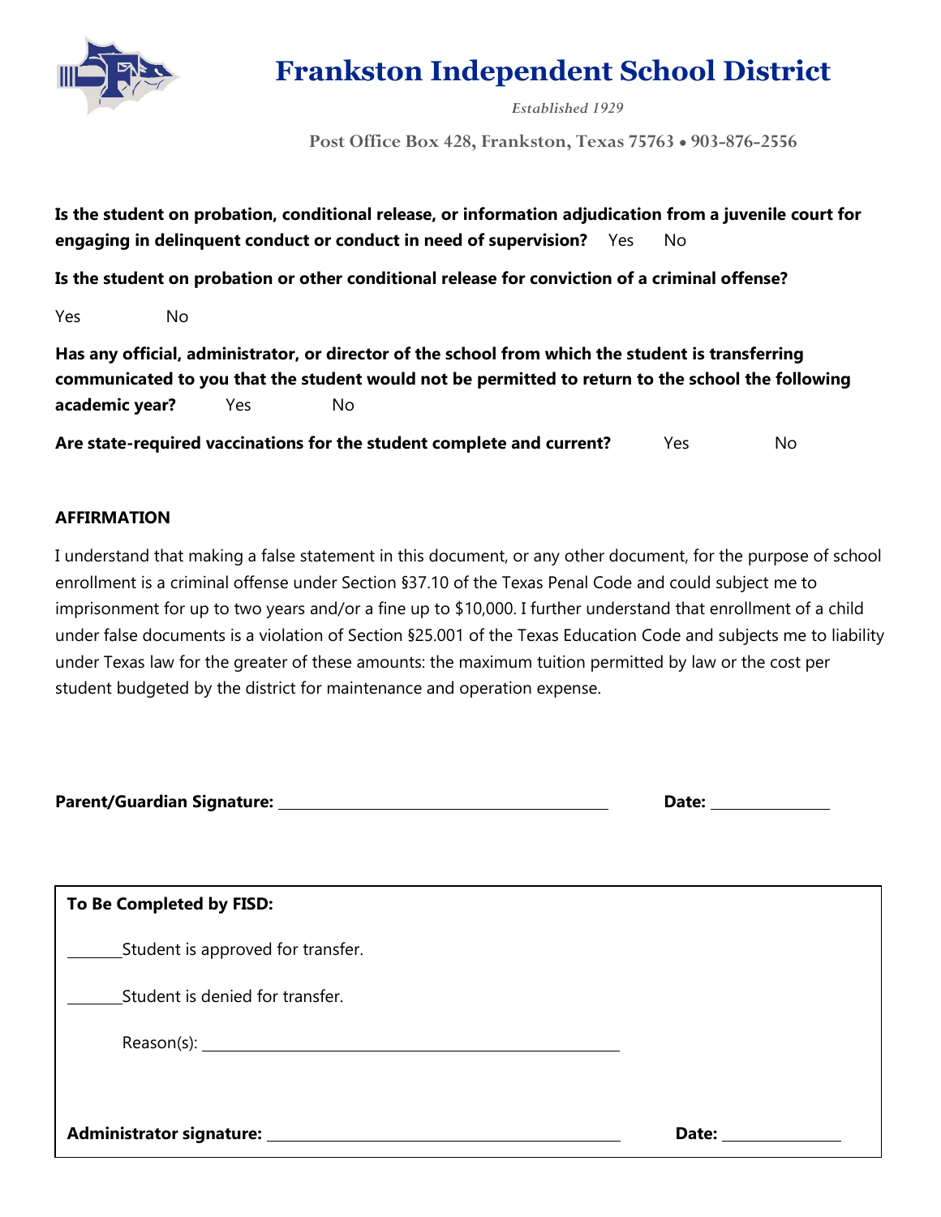# Frankston Independent School District

*Established 1929*

Post Office Box 428, Frankston, Texas 75763 • 903-876-2556

**Is the student on probation, conditional release, or information adjudication from a juvenile court for engaging in delinquent conduct or conduct in need of supervision?** Yes No

**Is the student on probation or other conditional release for conviction of a criminal offense?**

Yes No

**Has any official, administrator, or director of the school from which the student is transferring communicated to you that the student would not be permitted to return to the school the following academic year?** Yes No

**Are state-required vaccinations for the student complete and current?** Yes No

**AFFIRMATION**

I understand that making a false statement in this document, or any other document, for the purpose of school enrollment is a criminal offense under Section §37.10 of the Texas Penal Code and could subject me to imprisonment for up to two years and/or a fine up to $10,000. I further understand that enrollment of a child under false documents is a violation of Section §25.001 of the Texas Education Code and subjects me to liability under Texas law for the greater of these amounts: the maximum tuition permitted by law or the cost per student budgeted by the district for maintenance and operation expense.

**Parent/Guardian Signature:** ______________________________ **Date:** ____________

**To Be Completed by FISD:**

______Student is approved for transfer.

______Student is denied for transfer.

Reason(s): ______________________________

**Administrator signature:** ______________________________ **Date:** ____________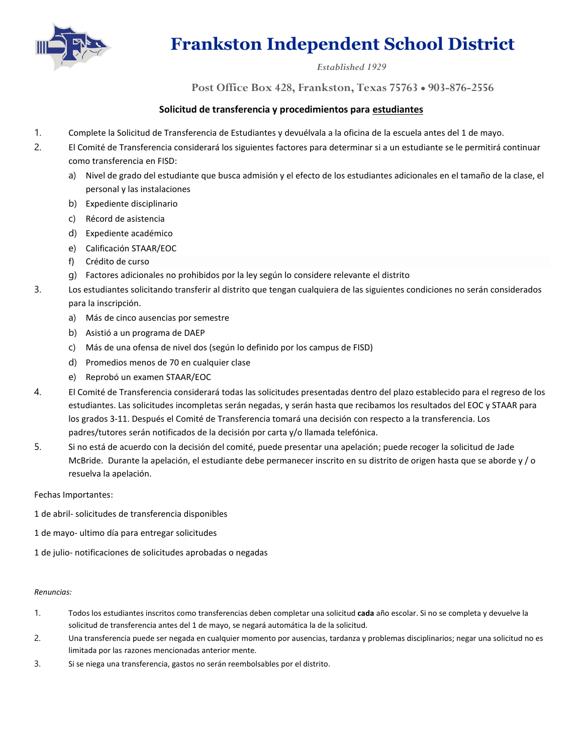# Frankston Independent School District

*Established 1929*

Post Office Box 428, Frankston, Texas 75763 • 903-876-2556

## Solicitud de transferencia y procedimientos para estudiantes

1. Complete la Solicitud de Transferencia de Estudiantes y devuélvala a la oficina de la escuela antes del 1 de mayo.
2. El Comité de Transferencia considerará los siguientes factores para determinar si a un estudiante se le permitirá continuar como transferencia en FISD:
   a) Nivel de grado del estudiante que busca admisión y el efecto de los estudiantes adicionales en el tamaño de la clase, el personal y las instalaciones
   b) Expediente disciplinario
   c) Récord de asistencia
   d) Expediente académico
   e) Calificación STAAR/EOC
   f) Crédito de curso
   g) Factores adicionales no prohibidos por la ley según lo considere relevante el distrito
3. Los estudiantes solicitando transferir al distrito que tengan cualquiera de las siguientes condiciones no serán considerados para la inscripción.
   a) Más de cinco ausencias por semestre
   b) Asistió a un programa de DAEP
   c) Más de una ofensa de nivel dos (según lo definido por los campus de FISD)
   d) Promedios menos de 70 en cualquier clase
   e) Reprobó un examen STAAR/EOC
4. El Comité de Transferencia considerará todas las solicitudes presentadas dentro del plazo establecido para el regreso de los estudiantes. Las solicitudes incompletas serán negadas, y serán hasta que recibamos los resultados del EOC y STAAR para los grados 3-11. Después el Comité de Transferencia tomará una decisión con respecto a la transferencia. Los padres/tutores serán notificados de la decisión por carta y/o llamada telefónica.
5. Si no está de acuerdo con la decisión del comité, puede presentar una apelación; puede recoger la solicitud de Jade McBride. Durante la apelación, el estudiante debe permanecer inscrito en su distrito de origen hasta que se aborde y / o resuelva la apelación.

Fechas Importantes:

1 de abril- solicitudes de transferencia disponibles

1 de mayo- ultimo día para entregar solicitudes

1 de julio- notificaciones de solicitudes aprobadas o negadas

*Renuncias:*

1. Todos los estudiantes inscritos como transferencias deben completar una solicitud **cada** año escolar. Si no se completa y devuelve la solicitud de transferencia antes del 1 de mayo, se negará automática la de la solicitud.
2. Una transferencia puede ser negada en cualquier momento por ausencias, tardanza y problemas disciplinarios; negar una solicitud no es limitada por las razones mencionadas anterior mente.
3. Si se niega una transferencia, gastos no serán reembolsables por el distrito.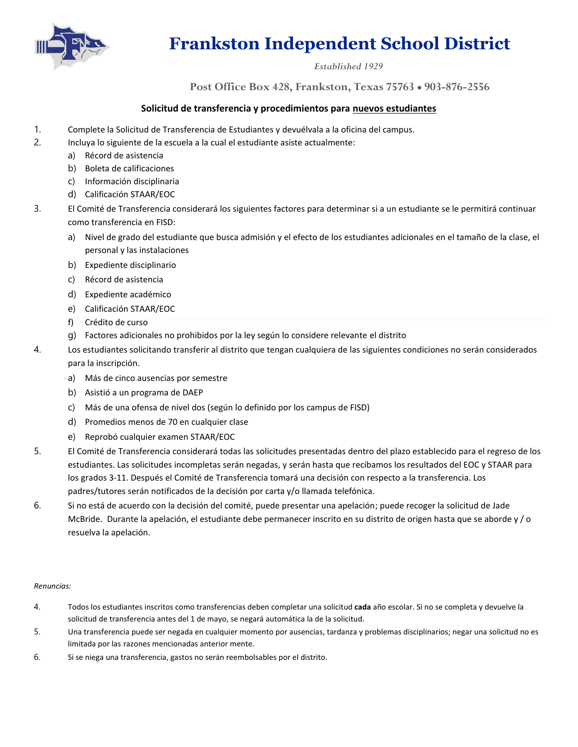# Frankston Independent School District

*Established 1929*

Post Office Box 428, Frankston, Texas 75763 • 903-876-2556

**Solicitud de transferencia y procedimientos para <u>nuevos estudiantes</u>**

1. Complete la Solicitud de Transferencia de Estudiantes y devuélvala a la oficina del campus.
2. Incluya lo siguiente de la escuela a la cual el estudiante asiste actualmente:
   a) Récord de asistencia
   b) Boleta de calificaciones
   c) Información disciplinaria
   d) Calificación STAAR/EOC
3. El Comité de Transferencia considerará los siguientes factores para determinar si a un estudiante se le permitirá continuar como transferencia en FISD:
   a) Nivel de grado del estudiante que busca admisión y el efecto de los estudiantes adicionales en el tamaño de la clase, el personal y las instalaciones
   b) Expediente disciplinario
   c) Récord de asistencia
   d) Expediente académico
   e) Calificación STAAR/EOC
   f) Crédito de curso
   g) Factores adicionales no prohibidos por la ley según lo considere relevante el distrito
4. Los estudiantes solicitando transferir al distrito que tengan cualquiera de las siguientes condiciones no serán considerados para la inscripción.
   a) Más de cinco ausencias por semestre
   b) Asistió a un programa de DAEP
   c) Más de una ofensa de nivel dos (según lo definido por los campus de FISD)
   d) Promedios menos de 70 en cualquier clase
   e) Reprobó cualquier examen STAAR/EOC
5. El Comité de Transferencia considerará todas las solicitudes presentadas dentro del plazo establecido para el regreso de los estudiantes. Las solicitudes incompletas serán negadas, y serán hasta que recibamos los resultados del EOC y STAAR para los grados 3-11. Después el Comité de Transferencia tomará una decisión con respecto a la transferencia. Los padres/tutores serán notificados de la decisión por carta y/o llamada telefónica.
6. Si no está de acuerdo con la decisión del comité, puede presentar una apelación; puede recoger la solicitud de Jade McBride. Durante la apelación, el estudiante debe permanecer inscrito en su distrito de origen hasta que se aborde y / o resuelva la apelación.

*Renuncias:*

4. Todos los estudiantes inscritos como transferencias deben completar una solicitud **cada** año escolar. Si no se completa y devuelve la solicitud de transferencia antes del 1 de mayo, se negará automática la de la solicitud.
5. Una transferencia puede ser negada en cualquier momento por ausencias, tardanza y problemas disciplinarios; negar una solicitud no es limitada por las razones mencionadas anterior mente.
6. Si se niega una transferencia, gastos no serán reembolsables por el distrito.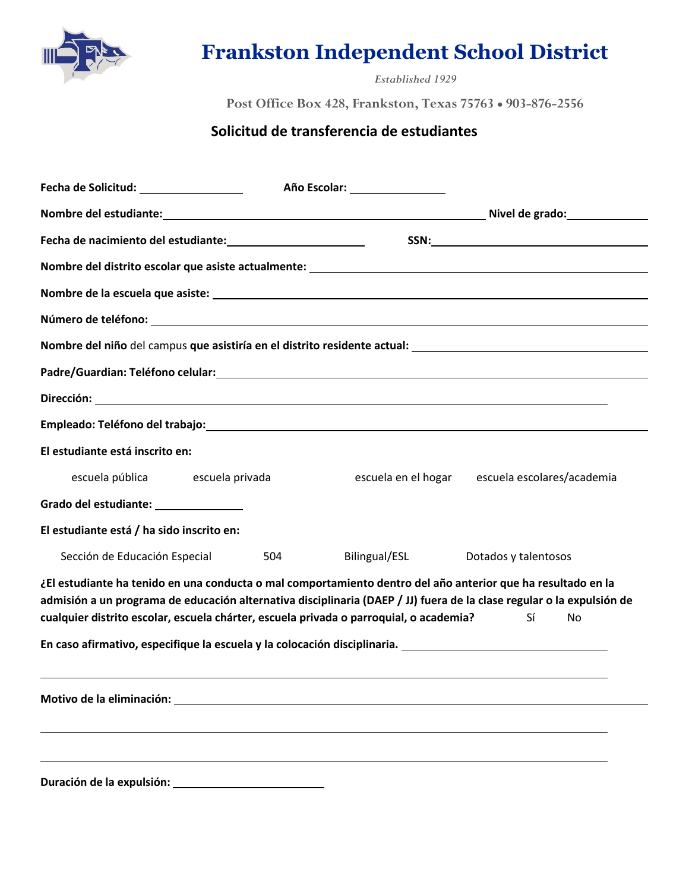# Frankston Independent School District

*Established 1929*

Post Office Box 428, Frankston, Texas 75763 • 903-876-2556

## Solicitud de transferencia de estudiantes

**Fecha de Solicitud:** ________________ **Año Escolar:** ________________

**Nombre del estudiante:** ______________________________________________ **Nivel de grado:** ____________

**Fecha de nacimiento del estudiante:** ______________________ **SSN:** ______________________________

**Nombre del distrito escolar que asiste actualmente:** ________________________________________________

**Nombre de la escuela que asiste:** _____________________________________________________________

**Número de teléfono:** _______________________________________________________________________

**Nombre del niño** del campus **que asistiría en el distrito residente actual:** _____________________________

**Padre/Guardian: Teléfono celular:** ____________________________________________________________

**Dirección:** _________________________________________________________________________________

**Empleado: Teléfono del trabajo:** ______________________________________________________________

**El estudiante está inscrito en:**

escuela pública   escuela privada   escuela en el hogar   escuela escolares/academia

**Grado del estudiante:** ______________

**El estudiante está / ha sido inscrito en:**

Sección de Educación Especial   504   Bilingual/ESL   Dotados y talentosos

**¿El estudiante ha tenido en una conducta o mal comportamiento dentro del año anterior que ha resultado en la admisión a un programa de educación alternativa disciplinaria (DAEP / JJ) fuera de la clase regular o la expulsión de cualquier distrito escolar, escuela chárter, escuela privada o parroquial, o academia?** Sí No

**En caso afirmativo, especifique la escuela y la colocación disciplinaria.** _______________________________

_______________________________________________________________________________________

**Motivo de la eliminación:** ____________________________________________________________________

_______________________________________________________________________________________

_______________________________________________________________________________________

**Duración de la expulsión:** ________________________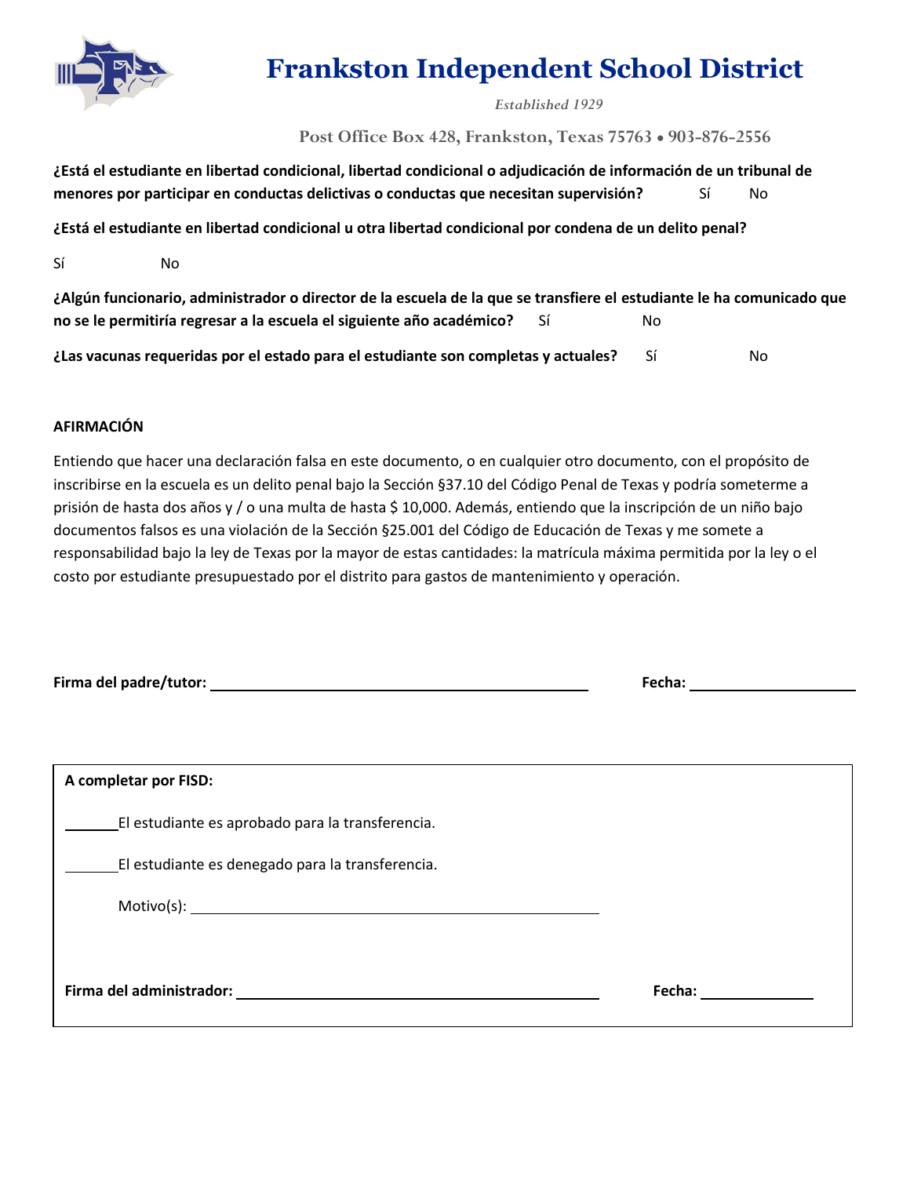# Frankston Independent School District

*Established 1929*

Post Office Box 428, Frankston, Texas 75763 • 903-876-2556

**¿Está el estudiante en libertad condicional, libertad condicional o adjudicación de información de un tribunal de menores por participar en conductas delictivas o conductas que necesitan supervisión?** Sí No

**¿Está el estudiante en libertad condicional u otra libertad condicional por condena de un delito penal?**

Sí No

**¿Algún funcionario, administrador o director de la escuela de la que se transfiere el estudiante le ha comunicado que no se le permitiría regresar a la escuela el siguiente año académico?** Sí No

**¿Las vacunas requeridas por el estado para el estudiante son completas y actuales?** Sí No

**AFIRMACIÓN**

Entiendo que hacer una declaración falsa en este documento, o en cualquier otro documento, con el propósito de inscribirse en la escuela es un delito penal bajo la Sección §37.10 del Código Penal de Texas y podría someterme a prisión de hasta dos años y / o una multa de hasta $ 10,000. Además, entiendo que la inscripción de un niño bajo documentos falsos es una violación de la Sección §25.001 del Código de Educación de Texas y me somete a responsabilidad bajo la ley de Texas por la mayor de estas cantidades: la matrícula máxima permitida por la ley o el costo por estudiante presupuestado por el distrito para gastos de mantenimiento y operación.

**Firma del padre/tutor:** ______________________________ **Fecha:** ______________

**A completar por FISD:**

_______ El estudiante es aprobado para la transferencia.

_______ El estudiante es denegado para la transferencia.

Motivo(s): ______________________________

**Firma del administrador:** ______________________________ **Fecha:** ______________